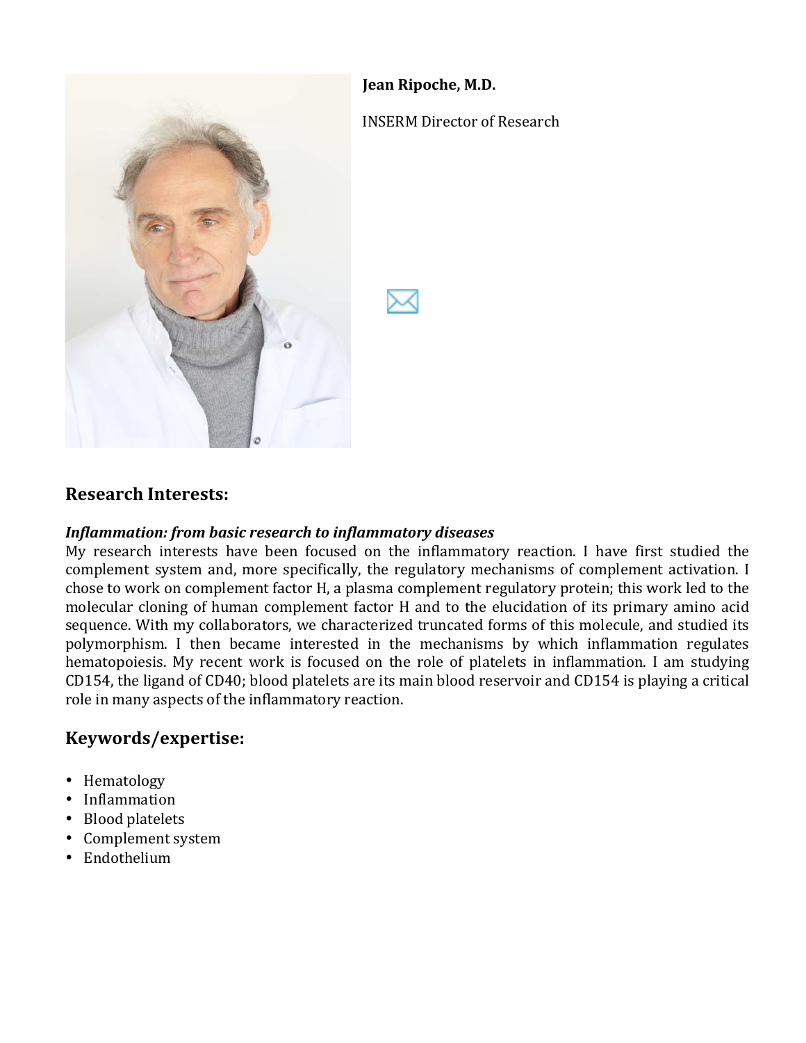**Jean Ripoche, M.D.**

INSERM Director of Research

## Research Interests:

***Inflammation: from basic research to inflammatory diseases***

My research interests have been focused on the inflammatory reaction. I have first studied the complement system and, more specifically, the regulatory mechanisms of complement activation. I chose to work on complement factor H, a plasma complement regulatory protein; this work led to the molecular cloning of human complement factor H and to the elucidation of its primary amino acid sequence. With my collaborators, we characterized truncated forms of this molecule, and studied its polymorphism. I then became interested in the mechanisms by which inflammation regulates hematopoiesis. My recent work is focused on the role of platelets in inflammation. I am studying CD154, the ligand of CD40; blood platelets are its main blood reservoir and CD154 is playing a critical role in many aspects of the inflammatory reaction.

## Keywords/expertise:

- Hematology
- Inflammation
- Blood platelets
- Complement system
- Endothelium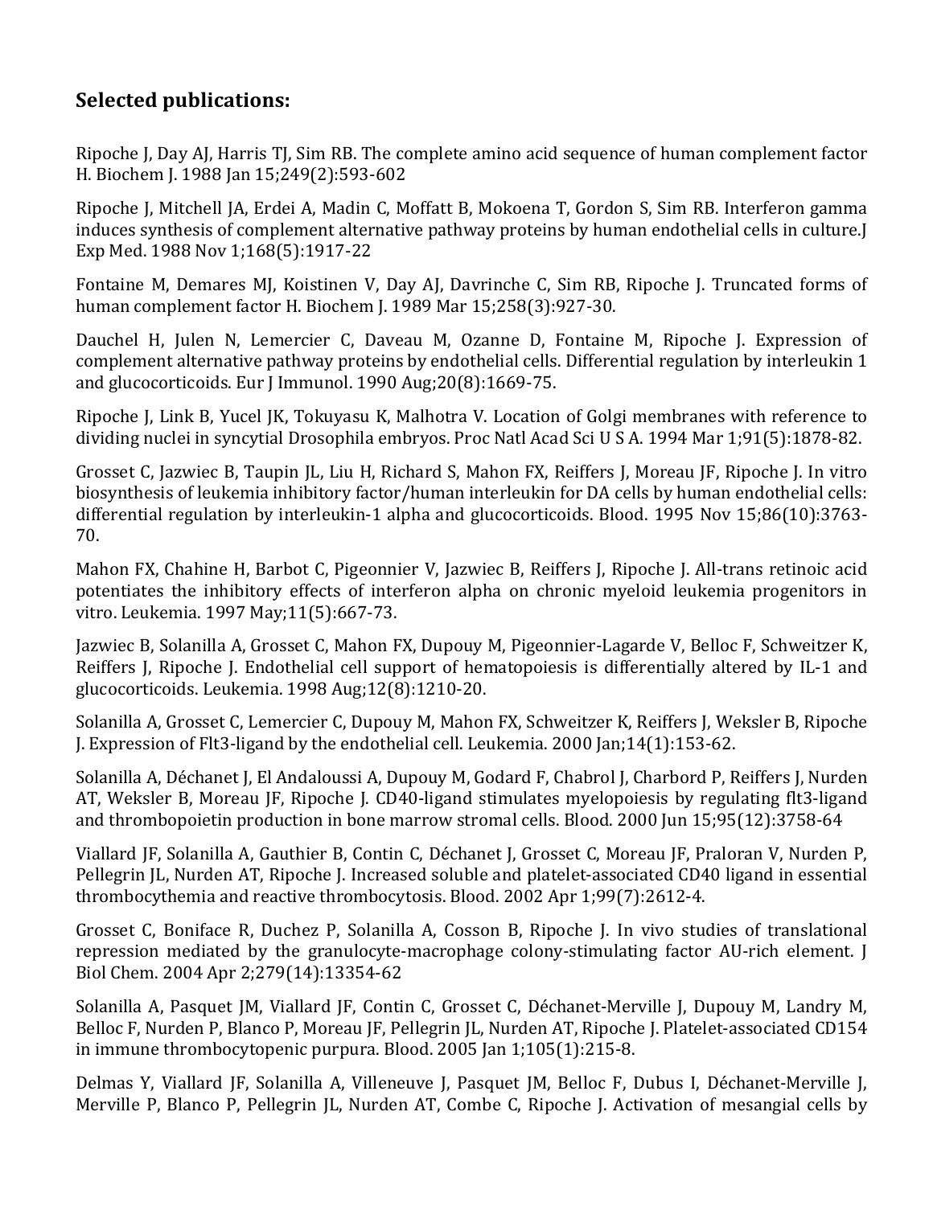## Selected publications:

Ripoche J, Day AJ, Harris TJ, Sim RB. The complete amino acid sequence of human complement factor H. Biochem J. 1988 Jan 15;249(2):593-602

Ripoche J, Mitchell JA, Erdei A, Madin C, Moffatt B, Mokoena T, Gordon S, Sim RB. Interferon gamma induces synthesis of complement alternative pathway proteins by human endothelial cells in culture.J Exp Med. 1988 Nov 1;168(5):1917-22

Fontaine M, Demares MJ, Koistinen V, Day AJ, Davrinche C, Sim RB, Ripoche J. Truncated forms of human complement factor H. Biochem J. 1989 Mar 15;258(3):927-30.

Dauchel H, Julen N, Lemercier C, Daveau M, Ozanne D, Fontaine M, Ripoche J. Expression of complement alternative pathway proteins by endothelial cells. Differential regulation by interleukin 1 and glucocorticoids. Eur J Immunol. 1990 Aug;20(8):1669-75.

Ripoche J, Link B, Yucel JK, Tokuyasu K, Malhotra V. Location of Golgi membranes with reference to dividing nuclei in syncytial Drosophila embryos. Proc Natl Acad Sci U S A. 1994 Mar 1;91(5):1878-82.

Grosset C, Jazwiec B, Taupin JL, Liu H, Richard S, Mahon FX, Reiffers J, Moreau JF, Ripoche J. In vitro biosynthesis of leukemia inhibitory factor/human interleukin for DA cells by human endothelial cells: differential regulation by interleukin-1 alpha and glucocorticoids. Blood. 1995 Nov 15;86(10):3763-70.

Mahon FX, Chahine H, Barbot C, Pigeonnier V, Jazwiec B, Reiffers J, Ripoche J. All-trans retinoic acid potentiates the inhibitory effects of interferon alpha on chronic myeloid leukemia progenitors in vitro. Leukemia. 1997 May;11(5):667-73.

Jazwiec B, Solanilla A, Grosset C, Mahon FX, Dupouy M, Pigeonnier-Lagarde V, Belloc F, Schweitzer K, Reiffers J, Ripoche J. Endothelial cell support of hematopoiesis is differentially altered by IL-1 and glucocorticoids. Leukemia. 1998 Aug;12(8):1210-20.

Solanilla A, Grosset C, Lemercier C, Dupouy M, Mahon FX, Schweitzer K, Reiffers J, Weksler B, Ripoche J. Expression of Flt3-ligand by the endothelial cell. Leukemia. 2000 Jan;14(1):153-62.

Solanilla A, Déchanet J, El Andaloussi A, Dupouy M, Godard F, Chabrol J, Charbord P, Reiffers J, Nurden AT, Weksler B, Moreau JF, Ripoche J. CD40-ligand stimulates myelopoiesis by regulating flt3-ligand and thrombopoietin production in bone marrow stromal cells. Blood. 2000 Jun 15;95(12):3758-64

Viallard JF, Solanilla A, Gauthier B, Contin C, Déchanet J, Grosset C, Moreau JF, Praloran V, Nurden P, Pellegrin JL, Nurden AT, Ripoche J. Increased soluble and platelet-associated CD40 ligand in essential thrombocythemia and reactive thrombocytosis. Blood. 2002 Apr 1;99(7):2612-4.

Grosset C, Boniface R, Duchez P, Solanilla A, Cosson B, Ripoche J. In vivo studies of translational repression mediated by the granulocyte-macrophage colony-stimulating factor AU-rich element. J Biol Chem. 2004 Apr 2;279(14):13354-62

Solanilla A, Pasquet JM, Viallard JF, Contin C, Grosset C, Déchanet-Merville J, Dupouy M, Landry M, Belloc F, Nurden P, Blanco P, Moreau JF, Pellegrin JL, Nurden AT, Ripoche J. Platelet-associated CD154 in immune thrombocytopenic purpura. Blood. 2005 Jan 1;105(1):215-8.

Delmas Y, Viallard JF, Solanilla A, Villeneuve J, Pasquet JM, Belloc F, Dubus I, Déchanet-Merville J, Merville P, Blanco P, Pellegrin JL, Nurden AT, Combe C, Ripoche J. Activation of mesangial cells by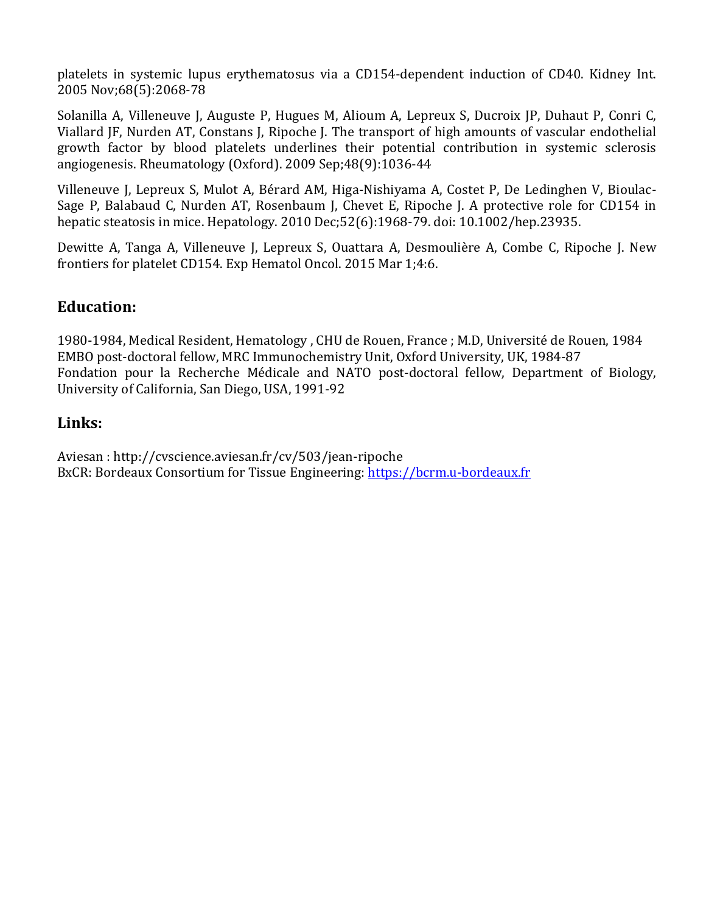platelets in systemic lupus erythematosus via a CD154-dependent induction of CD40. Kidney Int. 2005 Nov;68(5):2068-78

Solanilla A, Villeneuve J, Auguste P, Hugues M, Alioum A, Lepreux S, Ducroix JP, Duhaut P, Conri C, Viallard JF, Nurden AT, Constans J, Ripoche J. The transport of high amounts of vascular endothelial growth factor by blood platelets underlines their potential contribution in systemic sclerosis angiogenesis. Rheumatology (Oxford). 2009 Sep;48(9):1036-44

Villeneuve J, Lepreux S, Mulot A, Bérard AM, Higa-Nishiyama A, Costet P, De Ledinghen V, Bioulac-Sage P, Balabaud C, Nurden AT, Rosenbaum J, Chevet E, Ripoche J. A protective role for CD154 in hepatic steatosis in mice. Hepatology. 2010 Dec;52(6):1968-79. doi: 10.1002/hep.23935.

Dewitte A, Tanga A, Villeneuve J, Lepreux S, Ouattara A, Desmoulière A, Combe C, Ripoche J. New frontiers for platelet CD154. Exp Hematol Oncol. 2015 Mar 1;4:6.

## Education:

1980-1984, Medical Resident, Hematology , CHU de Rouen, France ; M.D, Université de Rouen, 1984
EMBO post-doctoral fellow, MRC Immunochemistry Unit, Oxford University, UK, 1984-87
Fondation pour la Recherche Médicale and NATO post-doctoral fellow, Department of Biology, University of California, San Diego, USA, 1991-92

## Links:

Aviesan : http://cvscience.aviesan.fr/cv/503/jean-ripoche
BxCR: Bordeaux Consortium for Tissue Engineering: [https://bcrm.u-bordeaux.fr](https://bcrm.u-bordeaux.fr)